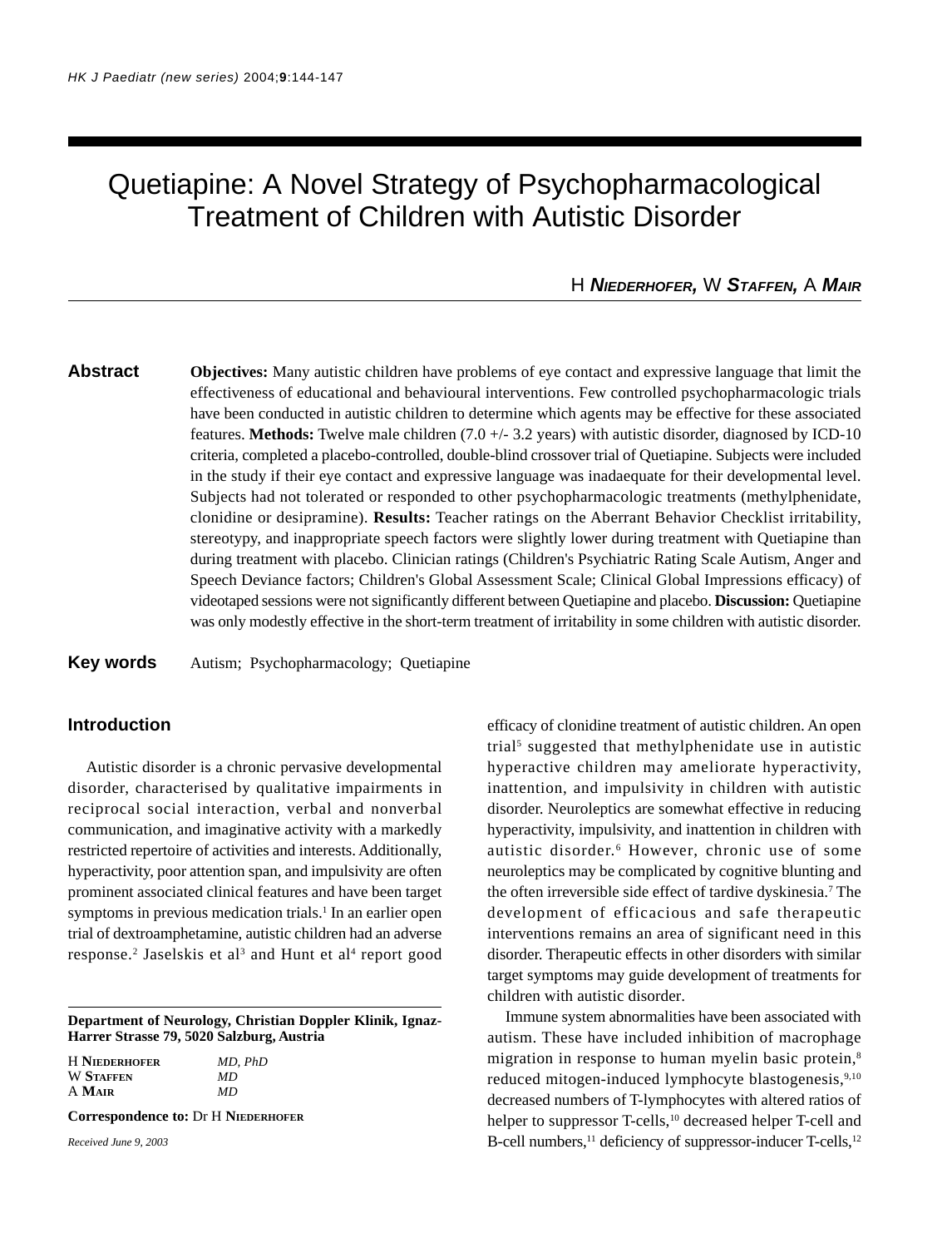# Quetiapine: A Novel Strategy of Psychopharmacological Treatment of Children with Autistic Disorder

H **Niederhofer**, W **Staffen**, A **Mair**

## Abstract

**Objectives:** Many autistic children have problems of eye contact and expressive language that limit the effectiveness of educational and behavioural interventions. Few controlled psychopharmacologic trials have been conducted in autistic children to determine which agents may be effective for these associated features. **Methods:** Twelve male children (7.0 +/- 3.2 years) with autistic disorder, diagnosed by ICD-10 criteria, completed a placebo-controlled, double-blind crossover trial of Quetiapine. Subjects were included in the study if their eye contact and expressive language was inadaequate for their developmental level. Subjects had not tolerated or responded to other psychopharmacologic treatments (methylphenidate, clonidine or desipramine). **Results:** Teacher ratings on the Aberrant Behavior Checklist irritability, stereotypy, and inappropriate speech factors were slightly lower during treatment with Quetiapine than during treatment with placebo. Clinician ratings (Children's Psychiatric Rating Scale Autism, Anger and Speech Deviance factors; Children's Global Assessment Scale; Clinical Global Impressions efficacy) of videotaped sessions were not significantly different between Quetiapine and placebo. **Discussion:** Quetiapine was only modestly effective in the short-term treatment of irritability in some children with autistic disorder.

**Key words** Autism; Psychopharmacology; Quetiapine

## Introduction

Autistic disorder is a chronic pervasive developmental disorder, characterised by qualitative impairments in reciprocal social interaction, verbal and nonverbal communication, and imaginative activity with a markedly restricted repertoire of activities and interests. Additionally, hyperactivity, poor attention span, and impulsivity are often prominent associated clinical features and have been target symptoms in previous medication trials.[1] In an earlier open trial of dextroamphetamine, autistic children had an adverse response.[2] Jaselskis et al[3] and Hunt et al[4] report good efficacy of clonidine treatment of autistic children. An open trial[5] suggested that methylphenidate use in autistic hyperactive children may ameliorate hyperactivity, inattention, and impulsivity in children with autistic disorder. Neuroleptics are somewhat effective in reducing hyperactivity, impulsivity, and inattention in children with autistic disorder.[6] However, chronic use of some neuroleptics may be complicated by cognitive blunting and the often irreversible side effect of tardive dyskinesia.[7] The development of efficacious and safe therapeutic interventions remains an area of significant need in this disorder. Therapeutic effects in other disorders with similar target symptoms may guide development of treatments for children with autistic disorder.

Immune system abnormalities have been associated with autism. These have included inhibition of macrophage migration in response to human myelin basic protein,[8] reduced mitogen-induced lymphocyte blastogenesis,[9,10] decreased numbers of T-lymphocytes with altered ratios of helper to suppressor T-cells,[10] decreased helper T-cell and B-cell numbers,[11] deficiency of suppressor-inducer T-cells,[12]

---

**Department of Neurology, Christian Doppler Klinik, Ignaz-Harrer Strasse 79, 5020 Salzburg, Austria**

H **Niederhofer** *MD, PhD*
W **Staffen** *MD*
A **Mair** *MD*

**Correspondence to:** Dr H **Niederhofer**

*Received June 9, 2003*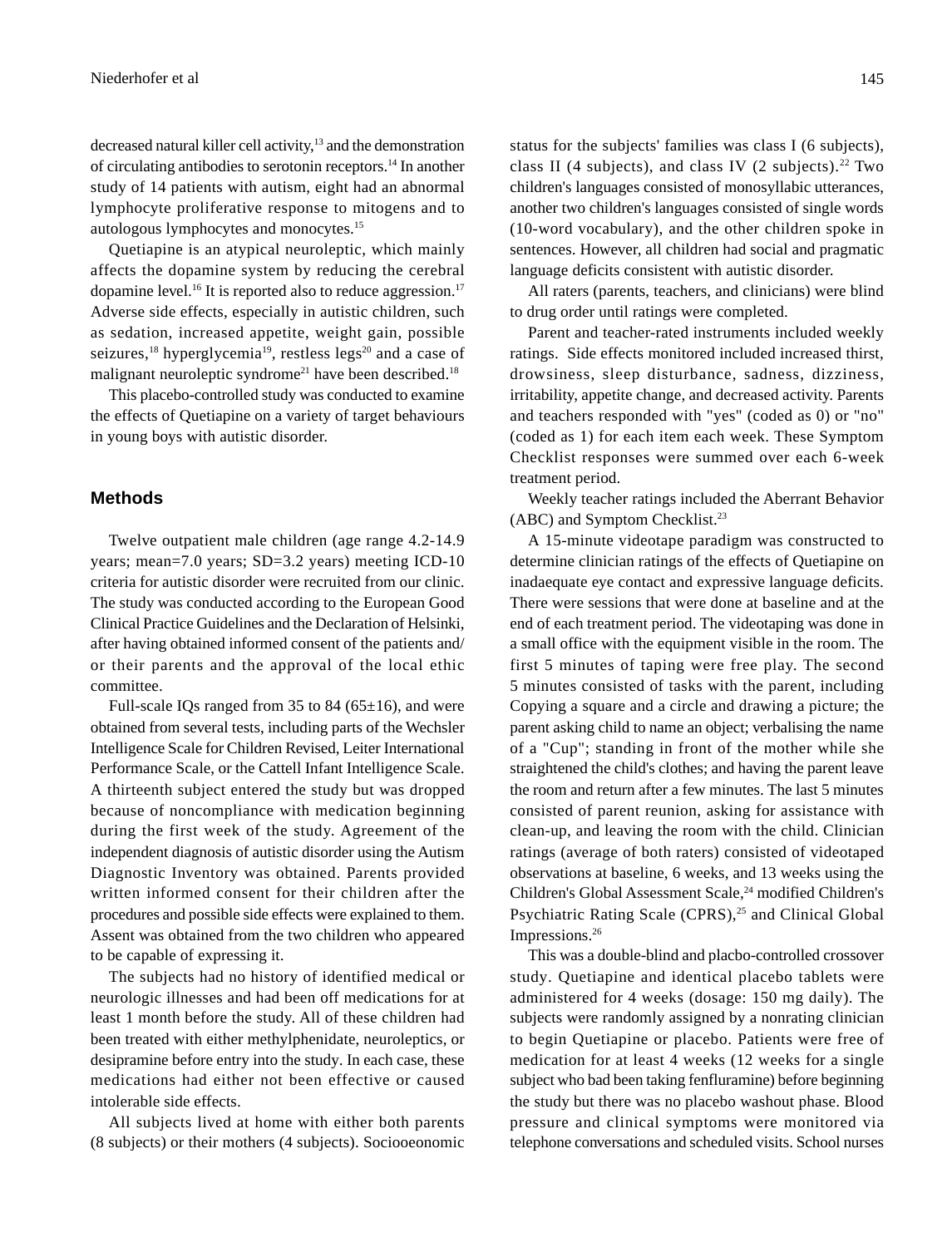decreased natural killer cell activity,[13] and the demonstration of circulating antibodies to serotonin receptors.[14] In another study of 14 patients with autism, eight had an abnormal lymphocyte proliferative response to mitogens and to autologous lymphocytes and monocytes.[15]

Quetiapine is an atypical neuroleptic, which mainly affects the dopamine system by reducing the cerebral dopamine level.[16] It is reported also to reduce aggression.[17] Adverse side effects, especially in autistic children, such as sedation, increased appetite, weight gain, possible seizures,[18] hyperglycemia[19], restless legs[20] and a case of malignant neuroleptic syndrome[21] have been described.[18]

This placebo-controlled study was conducted to examine the effects of Quetiapine on a variety of target behaviours in young boys with autistic disorder.

## Methods

Twelve outpatient male children (age range 4.2-14.9 years; mean=7.0 years; SD=3.2 years) meeting ICD-10 criteria for autistic disorder were recruited from our clinic. The study was conducted according to the European Good Clinical Practice Guidelines and the Declaration of Helsinki, after having obtained informed consent of the patients and/or their parents and the approval of the local ethic committee.

Full-scale IQs ranged from 35 to 84 (65±16), and were obtained from several tests, including parts of the Wechsler Intelligence Scale for Children Revised, Leiter International Performance Scale, or the Cattell Infant Intelligence Scale. A thirteenth subject entered the study but was dropped because of noncompliance with medication beginning during the first week of the study. Agreement of the independent diagnosis of autistic disorder using the Autism Diagnostic Inventory was obtained. Parents provided written informed consent for their children after the procedures and possible side effects were explained to them. Assent was obtained from the two children who appeared to be capable of expressing it.

The subjects had no history of identified medical or neurologic illnesses and had been off medications for at least 1 month before the study. All of these children had been treated with either methylphenidate, neuroleptics, or desipramine before entry into the study. In each case, these medications had either not been effective or caused intolerable side effects.

All subjects lived at home with either both parents (8 subjects) or their mothers (4 subjects). Sociooeonomic status for the subjects' families was class I (6 subjects), class II (4 subjects), and class IV (2 subjects).[22] Two children's languages consisted of monosyllabic utterances, another two children's languages consisted of single words (10-word vocabulary), and the other children spoke in sentences. However, all children had social and pragmatic language deficits consistent with autistic disorder.

All raters (parents, teachers, and clinicians) were blind to drug order until ratings were completed.

Parent and teacher-rated instruments included weekly ratings. Side effects monitored included increased thirst, drowsiness, sleep disturbance, sadness, dizziness, irritability, appetite change, and decreased activity. Parents and teachers responded with "yes" (coded as 0) or "no" (coded as 1) for each item each week. These Symptom Checklist responses were summed over each 6-week treatment period.

Weekly teacher ratings included the Aberrant Behavior (ABC) and Symptom Checklist.[23]

A 15-minute videotape paradigm was constructed to determine clinician ratings of the effects of Quetiapine on inadaequate eye contact and expressive language deficits. There were sessions that were done at baseline and at the end of each treatment period. The videotaping was done in a small office with the equipment visible in the room. The first 5 minutes of taping were free play. The second 5 minutes consisted of tasks with the parent, including Copying a square and a circle and drawing a picture; the parent asking child to name an object; verbalising the name of a "Cup"; standing in front of the mother while she straightened the child's clothes; and having the parent leave the room and return after a few minutes. The last 5 minutes consisted of parent reunion, asking for assistance with clean-up, and leaving the room with the child. Clinician ratings (average of both raters) consisted of videotaped observations at baseline, 6 weeks, and 13 weeks using the Children's Global Assessment Scale,[24] modified Children's Psychiatric Rating Scale (CPRS),[25] and Clinical Global Impressions.[26]

This was a double-blind and placbo-controlled crossover study. Quetiapine and identical placebo tablets were administered for 4 weeks (dosage: 150 mg daily). The subjects were randomly assigned by a nonrating clinician to begin Quetiapine or placebo. Patients were free of medication for at least 4 weeks (12 weeks for a single subject who bad been taking fenfluramine) before beginning the study but there was no placebo washout phase. Blood pressure and clinical symptoms were monitored via telephone conversations and scheduled visits. School nurses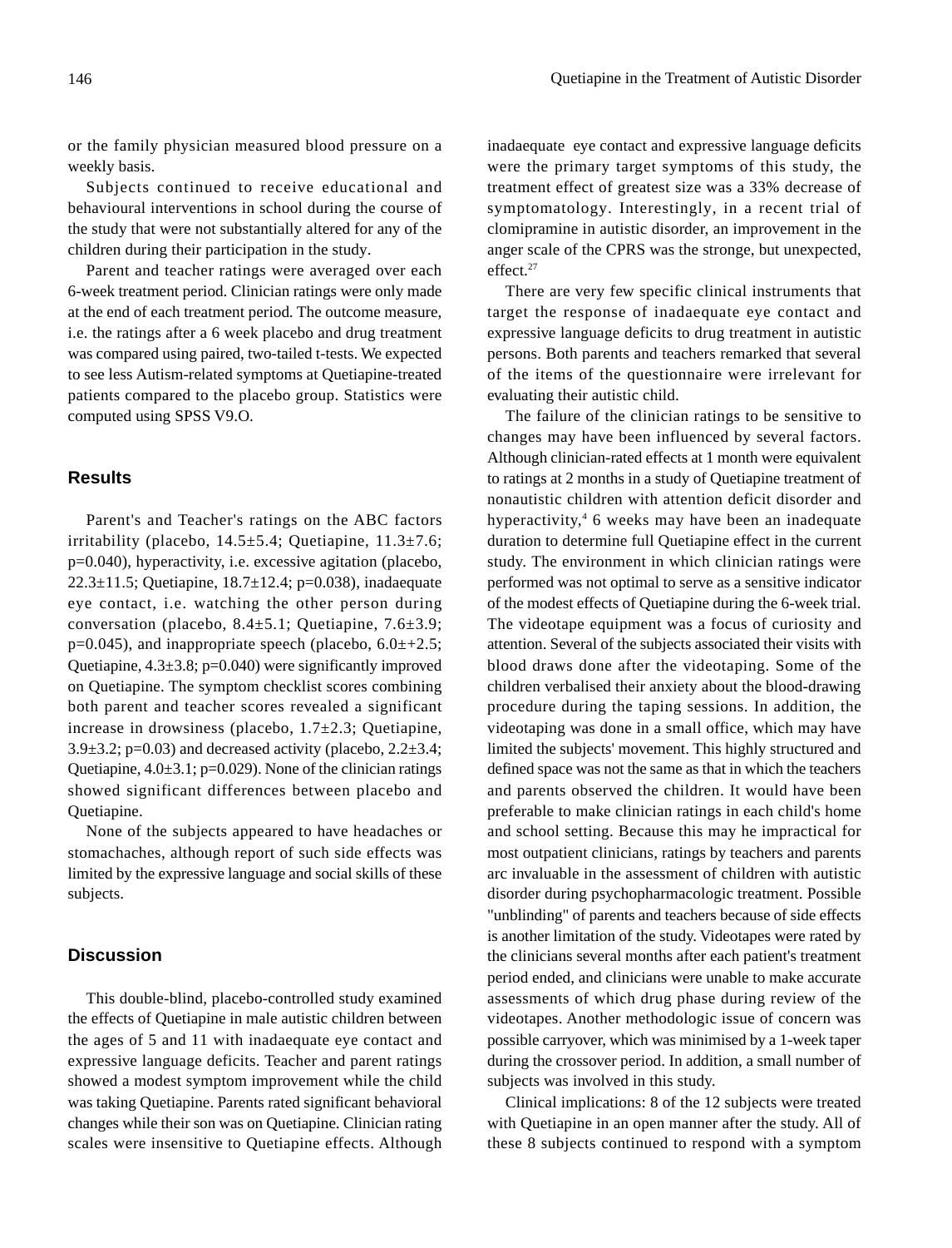or the family physician measured blood pressure on a weekly basis.

Subjects continued to receive educational and behavioural interventions in school during the course of the study that were not substantially altered for any of the children during their participation in the study.

Parent and teacher ratings were averaged over each 6-week treatment period. Clinician ratings were only made at the end of each treatment period. The outcome measure, i.e. the ratings after a 6 week placebo and drug treatment was compared using paired, two-tailed t-tests. We expected to see less Autism-related symptoms at Quetiapine-treated patients compared to the placebo group. Statistics were computed using SPSS V9.O.

## Results

Parent's and Teacher's ratings on the ABC factors irritability (placebo, 14.5±5.4; Quetiapine, 11.3±7.6; p=0.040), hyperactivity, i.e. excessive agitation (placebo, 22.3±11.5; Quetiapine, 18.7±12.4; p=0.038), inadaequate eye contact, i.e. watching the other person during conversation (placebo, 8.4±5.1; Quetiapine, 7.6±3.9; p=0.045), and inappropriate speech (placebo, 6.0±+2.5; Quetiapine, 4.3±3.8; p=0.040) were significantly improved on Quetiapine. The symptom checklist scores combining both parent and teacher scores revealed a significant increase in drowsiness (placebo, 1.7±2.3; Quetiapine, 3.9±3.2; p=0.03) and decreased activity (placebo, 2.2±3.4; Quetiapine, 4.0±3.1; p=0.029). None of the clinician ratings showed significant differences between placebo and Quetiapine.

None of the subjects appeared to have headaches or stomachaches, although report of such side effects was limited by the expressive language and social skills of these subjects.

## Discussion

This double-blind, placebo-controlled study examined the effects of Quetiapine in male autistic children between the ages of 5 and 11 with inadaequate eye contact and expressive language deficits. Teacher and parent ratings showed a modest symptom improvement while the child was taking Quetiapine. Parents rated significant behavioral changes while their son was on Quetiapine. Clinician rating scales were insensitive to Quetiapine effects. Although inadaequate eye contact and expressive language deficits were the primary target symptoms of this study, the treatment effect of greatest size was a 33% decrease of symptomatology. Interestingly, in a recent trial of clomipramine in autistic disorder, an improvement in the anger scale of the CPRS was the stronge, but unexpected, effect.[27]

There are very few specific clinical instruments that target the response of inadaequate eye contact and expressive language deficits to drug treatment in autistic persons. Both parents and teachers remarked that several of the items of the questionnaire were irrelevant for evaluating their autistic child.

The failure of the clinician ratings to be sensitive to changes may have been influenced by several factors. Although clinician-rated effects at 1 month were equivalent to ratings at 2 months in a study of Quetiapine treatment of nonautistic children with attention deficit disorder and hyperactivity,[4] 6 weeks may have been an inadequate duration to determine full Quetiapine effect in the current study. The environment in which clinician ratings were performed was not optimal to serve as a sensitive indicator of the modest effects of Quetiapine during the 6-week trial. The videotape equipment was a focus of curiosity and attention. Several of the subjects associated their visits with blood draws done after the videotaping. Some of the children verbalised their anxiety about the blood-drawing procedure during the taping sessions. In addition, the videotaping was done in a small office, which may have limited the subjects' movement. This highly structured and defined space was not the same as that in which the teachers and parents observed the children. It would have been preferable to make clinician ratings in each child's home and school setting. Because this may he impractical for most outpatient clinicians, ratings by teachers and parents arc invaluable in the assessment of children with autistic disorder during psychopharmacologic treatment. Possible "unblinding" of parents and teachers because of side effects is another limitation of the study. Videotapes were rated by the clinicians several months after each patient's treatment period ended, and clinicians were unable to make accurate assessments of which drug phase during review of the videotapes. Another methodologic issue of concern was possible carryover, which was minimised by a 1-week taper during the crossover period. In addition, a small number of subjects was involved in this study.

Clinical implications: 8 of the 12 subjects were treated with Quetiapine in an open manner after the study. All of these 8 subjects continued to respond with a symptom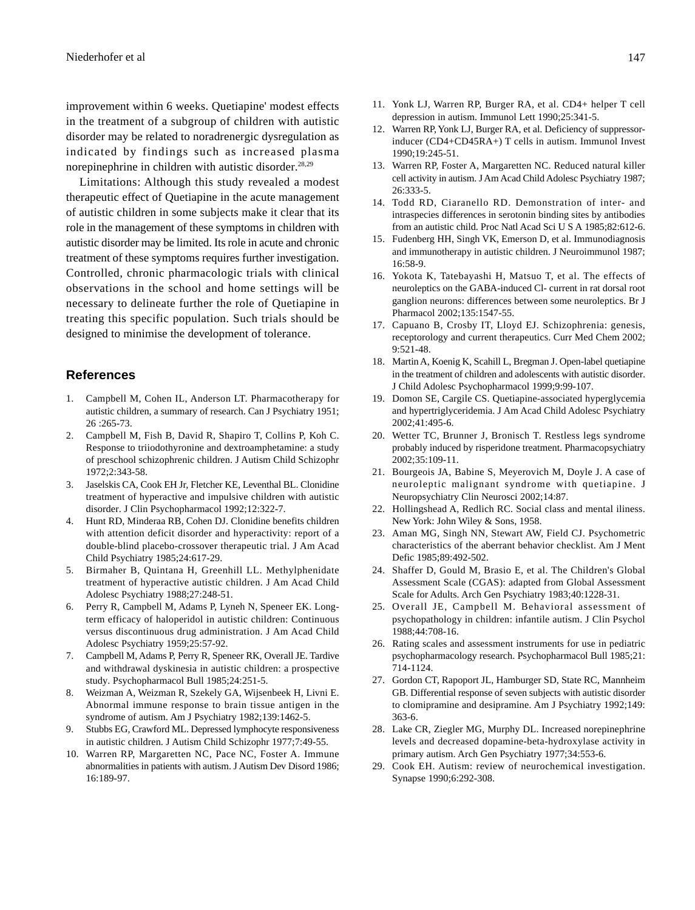improvement within 6 weeks. Quetiapine' modest effects in the treatment of a subgroup of children with autistic disorder may be related to noradrenergic dysregulation as indicated by findings such as increased plasma norepinephrine in children with autistic disorder.[28,29]

Limitations: Although this study revealed a modest therapeutic effect of Quetiapine in the acute management of autistic children in some subjects make it clear that its role in the management of these symptoms in children with autistic disorder may be limited. Its role in acute and chronic treatment of these symptoms requires further investigation. Controlled, chronic pharmacologic trials with clinical observations in the school and home settings will be necessary to delineate further the role of Quetiapine in treating this specific population. Such trials should be designed to minimise the development of tolerance.

## References

1. Campbell M, Cohen IL, Anderson LT. Pharmacotherapy for autistic children, a summary of research. Can J Psychiatry 1951; 26 :265-73.
2. Campbell M, Fish B, David R, Shapiro T, Collins P, Koh C. Response to triiodothyronine and dextroamphetamine: a study of preschool schizophrenic children. J Autism Child Schizophr 1972;2:343-58.
3. Jaselskis CA, Cook EH Jr, Fletcher KE, Leventhal BL. Clonidine treatment of hyperactive and impulsive children with autistic disorder. J Clin Psychopharmacol 1992;12:322-7.
4. Hunt RD, Minderaa RB, Cohen DJ. Clonidine benefits children with attention deficit disorder and hyperactivity: report of a double-blind placebo-crossover therapeutic trial. J Am Acad Child Psychiatry 1985;24:617-29.
5. Birmaher B, Quintana H, Greenhill LL. Methylphenidate treatment of hyperactive autistic children. J Am Acad Child Adolesc Psychiatry 1988;27:248-51.
6. Perry R, Campbell M, Adams P, Lyneh N, Speneer EK. Long-term efficacy of haloperidol in autistic children: Continuous versus discontinuous drug administration. J Am Acad Child Adolesc Psychiatry 1959;25:57-92.
7. Campbell M, Adams P, Perry R, Speneer RK, Overall JE. Tardive and withdrawal dyskinesia in autistic children: a prospective study. Psychopharmacol Bull 1985;24:251-5.
8. Weizman A, Weizman R, Szekely GA, Wijsenbeek H, Livni E. Abnormal immune response to brain tissue antigen in the syndrome of autism. Am J Psychiatry 1982;139:1462-5.
9. Stubbs EG, Crawford ML. Depressed lymphocyte responsiveness in autistic children. J Autism Child Schizophr 1977;7:49-55.
10. Warren RP, Margaretten NC, Pace NC, Foster A. Immune abnormalities in patients with autism. J Autism Dev Disord 1986; 16:189-97.
11. Yonk LJ, Warren RP, Burger RA, et al. CD4+ helper T cell depression in autism. Immunol Lett 1990;25:341-5.
12. Warren RP, Yonk LJ, Burger RA, et al. Deficiency of suppressor-inducer (CD4+CD45RA+) T cells in autism. Immunol Invest 1990;19:245-51.
13. Warren RP, Foster A, Margaretten NC. Reduced natural killer cell activity in autism. J Am Acad Child Adolesc Psychiatry 1987; 26:333-5.
14. Todd RD, Ciaranello RD. Demonstration of inter- and intraspecies differences in serotonin binding sites by antibodies from an autistic child. Proc Natl Acad Sci U S A 1985;82:612-6.
15. Fudenberg HH, Singh VK, Emerson D, et al. Immunodiagnosis and immunotherapy in autistic children. J Neuroimmunol 1987; 16:58-9.
16. Yokota K, Tatebayashi H, Matsuo T, et al. The effects of neuroleptics on the GABA-induced Cl- current in rat dorsal root ganglion neurons: differences between some neuroleptics. Br J Pharmacol 2002;135:1547-55.
17. Capuano B, Crosby IT, Lloyd EJ. Schizophrenia: genesis, receptorology and current therapeutics. Curr Med Chem 2002; 9:521-48.
18. Martin A, Koenig K, Scahill L, Bregman J. Open-label quetiapine in the treatment of children and adolescents with autistic disorder. J Child Adolesc Psychopharmacol 1999;9:99-107.
19. Domon SE, Cargile CS. Quetiapine-associated hyperglycemia and hypertriglyceridemia. J Am Acad Child Adolesc Psychiatry 2002;41:495-6.
20. Wetter TC, Brunner J, Bronisch T. Restless legs syndrome probably induced by risperidone treatment. Pharmacopsychiatry 2002;35:109-11.
21. Bourgeois JA, Babine S, Meyerovich M, Doyle J. A case of neuroleptic malignant syndrome with quetiapine. J Neuropsychiatry Clin Neurosci 2002;14:87.
22. Hollingshead A, Redlich RC. Social class and mental iliness. New York: John Wiley & Sons, 1958.
23. Aman MG, Singh NN, Stewart AW, Field CJ. Psychometric characteristics of the aberrant behavior checklist. Am J Ment Defic 1985;89:492-502.
24. Shaffer D, Gould M, Brasio E, et al. The Children's Global Assessment Scale (CGAS): adapted from Global Assessment Scale for Adults. Arch Gen Psychiatry 1983;40:1228-31.
25. Overall JE, Campbell M. Behavioral assessment of psychopathology in children: infantile autism. J Clin Psychol 1988;44:708-16.
26. Rating scales and assessment instruments for use in pediatric psychopharmacology research. Psychopharmacol Bull 1985;21: 714-1124.
27. Gordon CT, Rapoport JL, Hamburger SD, State RC, Mannheim GB. Differential response of seven subjects with autistic disorder to clomipramine and desipramine. Am J Psychiatry 1992;149: 363-6.
28. Lake CR, Ziegler MG, Murphy DL. Increased norepinephrine levels and decreased dopamine-beta-hydroxylase activity in primary autism. Arch Gen Psychiatry 1977;34:553-6.
29. Cook EH. Autism: review of neurochemical investigation. Synapse 1990;6:292-308.